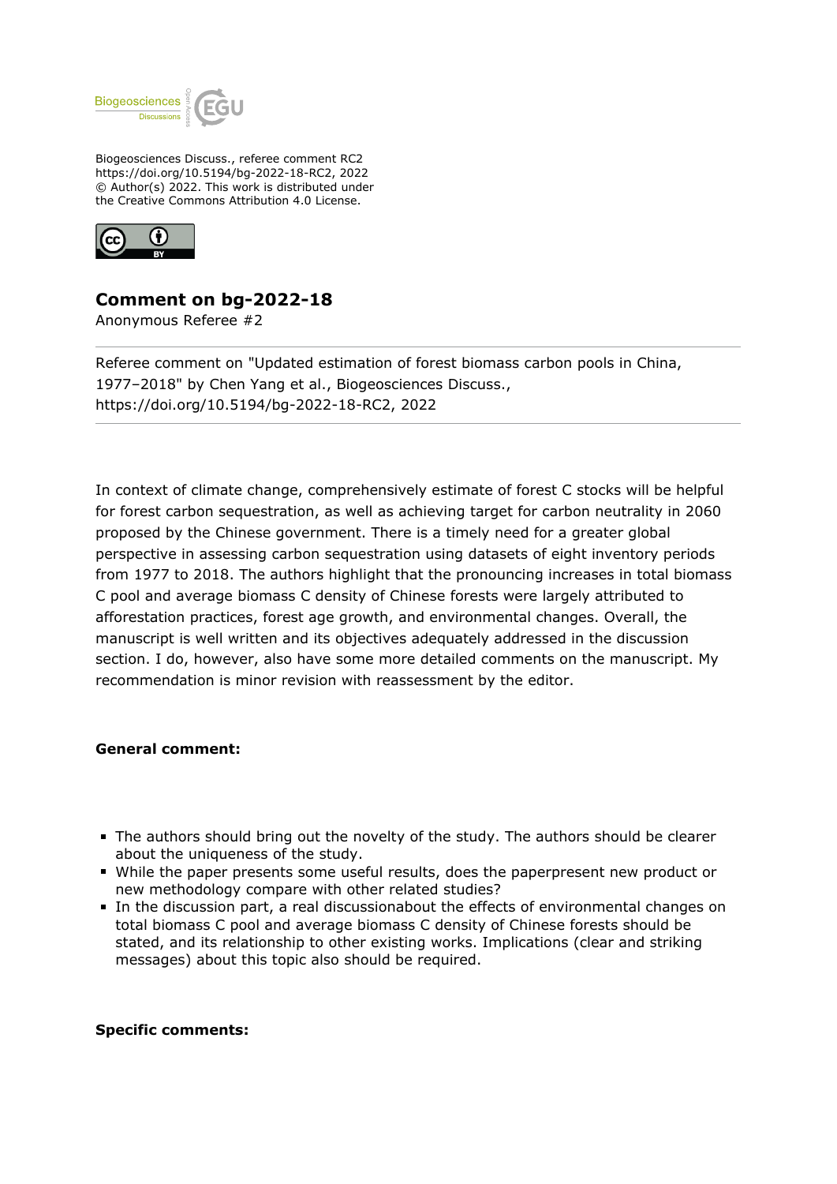Biogeosciences Discuss., referee comment RC2
https://doi.org/10.5194/bg-2022-18-RC2, 2022
© Author(s) 2022. This work is distributed under
the Creative Commons Attribution 4.0 License.

## Comment on bg-2022-18

Anonymous Referee #2

---

Referee comment on "Updated estimation of forest biomass carbon pools in China, 1977–2018" by Chen Yang et al., Biogeosciences Discuss., https://doi.org/10.5194/bg-2022-18-RC2, 2022

---

In context of climate change, comprehensively estimate of forest C stocks will be helpful for forest carbon sequestration, as well as achieving target for carbon neutrality in 2060 proposed by the Chinese government. There is a timely need for a greater global perspective in assessing carbon sequestration using datasets of eight inventory periods from 1977 to 2018. The authors highlight that the pronouncing increases in total biomass C pool and average biomass C density of Chinese forests were largely attributed to afforestation practices, forest age growth, and environmental changes. Overall, the manuscript is well written and its objectives adequately addressed in the discussion section. I do, however, also have some more detailed comments on the manuscript. My recommendation is minor revision with reassessment by the editor.

**General comment:**

- The authors should bring out the novelty of the study. The authors should be clearer about the uniqueness of the study.
- While the paper presents some useful results, does the paperpresent new product or new methodology compare with other related studies?
- In the discussion part, a real discussionabout the effects of environmental changes on total biomass C pool and average biomass C density of Chinese forests should be stated, and its relationship to other existing works. Implications (clear and striking messages) about this topic also should be required.

**Specific comments:**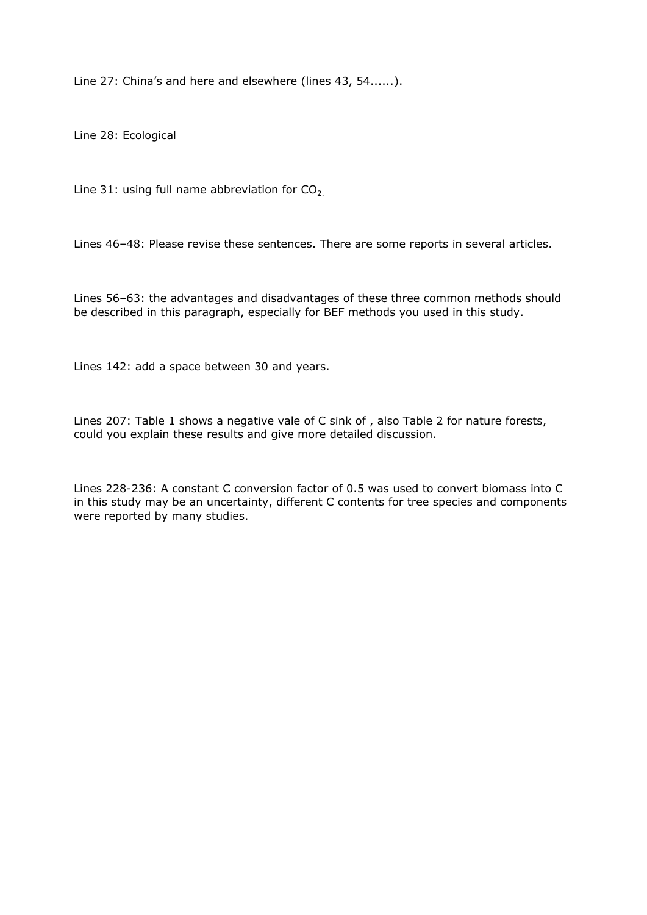Line 27: China's and here and elsewhere (lines 43, 54......).

Line 28: Ecological

Line 31: using full name abbreviation for $CO_2$.

Lines 46–48: Please revise these sentences. There are some reports in several articles.

Lines 56–63: the advantages and disadvantages of these three common methods should be described in this paragraph, especially for BEF methods you used in this study.

Lines 142: add a space between 30 and years.

Lines 207: Table 1 shows a negative vale of C sink of , also Table 2 for nature forests, could you explain these results and give more detailed discussion.

Lines 228-236: A constant C conversion factor of 0.5 was used to convert biomass into C in this study may be an uncertainty, different C contents for tree species and components were reported by many studies.